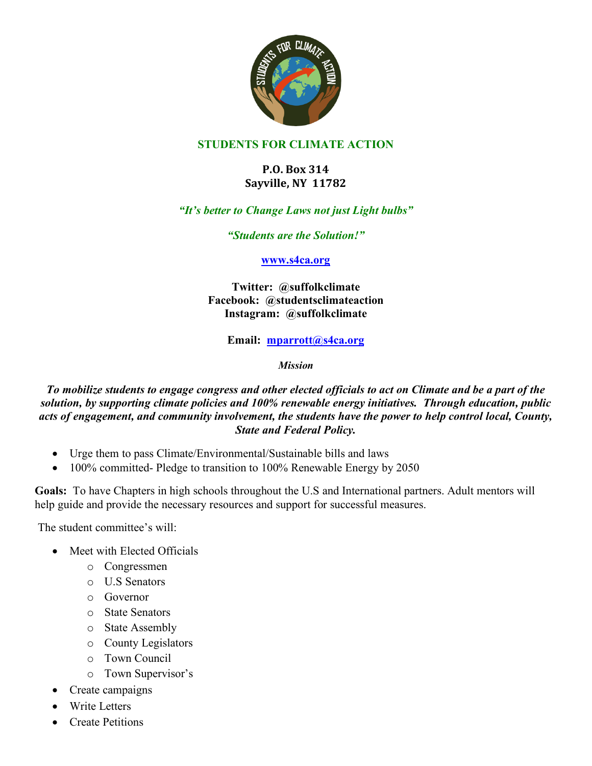# STUDENTS FOR CLIMATE ACTION

**P.O. Box 314**
**Sayville, NY 11782**

*"It's better to Change Laws not just Light bulbs"*

*"Students are the Solution!"*

www.s4ca.org

**Twitter: @suffolkclimate**
**Facebook: @studentsclimateaction**
**Instagram: @suffolkclimate**

**Email: mparrott@s4ca.org**

*Mission*

***To mobilize students to engage congress and other elected officials to act on Climate and be a part of the solution, by supporting climate policies and 100% renewable energy initiatives. Through education, public acts of engagement, and community involvement, the students have the power to help control local, County, State and Federal Policy.***

- Urge them to pass Climate/Environmental/Sustainable bills and laws
- 100% committed- Pledge to transition to 100% Renewable Energy by 2050

**Goals:** To have Chapters in high schools throughout the U.S and International partners. Adult mentors will help guide and provide the necessary resources and support for successful measures.

The student committee's will:

- Meet with Elected Officials
  - Congressmen
  - U.S Senators
  - Governor
  - State Senators
  - State Assembly
  - County Legislators
  - Town Council
  - Town Supervisor's
- Create campaigns
- Write Letters
- Create Petitions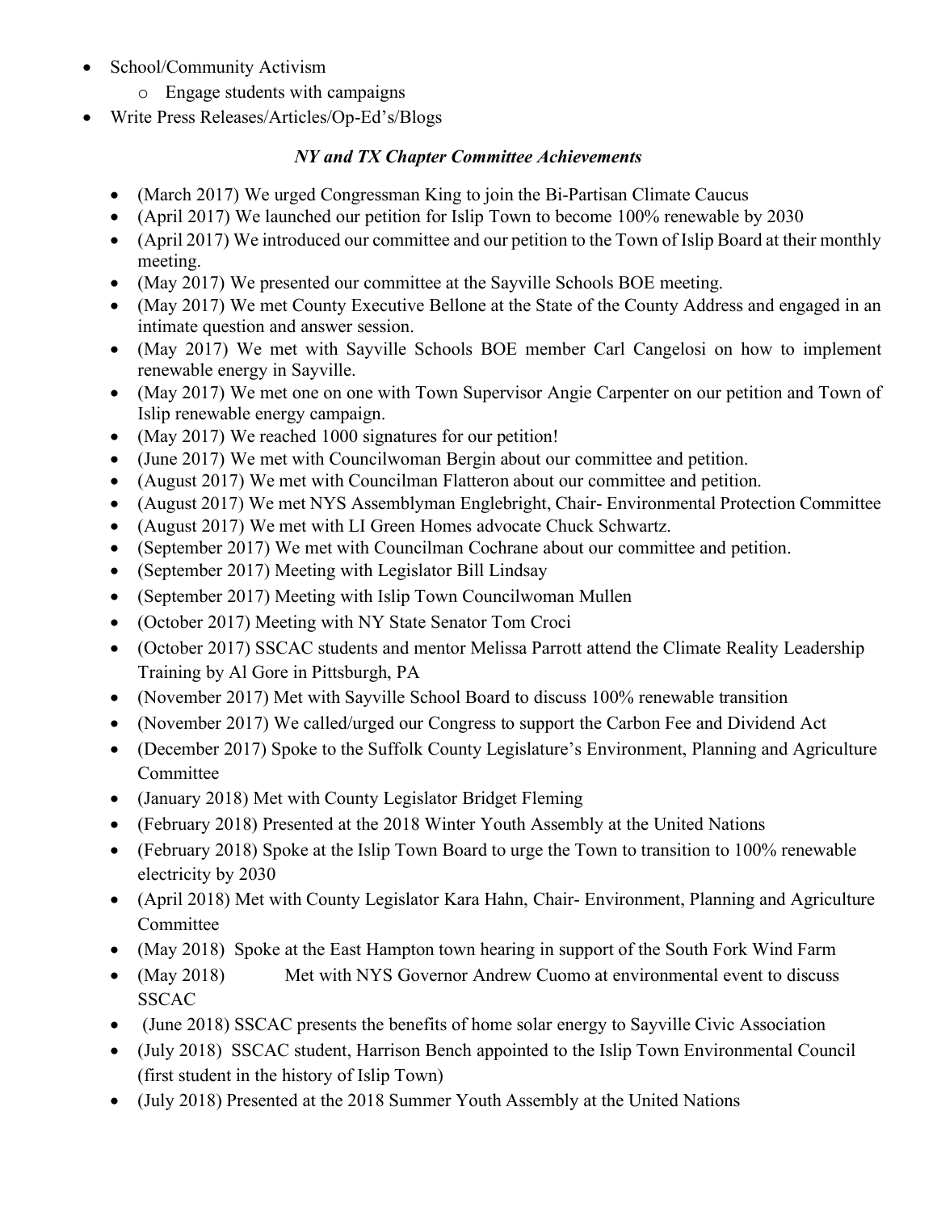- School/Community Activism
    - Engage students with campaigns
- Write Press Releases/Articles/Op-Ed's/Blogs

### *NY and TX Chapter Committee Achievements*

- (March 2017) We urged Congressman King to join the Bi-Partisan Climate Caucus
- (April 2017) We launched our petition for Islip Town to become 100% renewable by 2030
- (April 2017) We introduced our committee and our petition to the Town of Islip Board at their monthly meeting.
- (May 2017) We presented our committee at the Sayville Schools BOE meeting.
- (May 2017) We met County Executive Bellone at the State of the County Address and engaged in an intimate question and answer session.
- (May 2017) We met with Sayville Schools BOE member Carl Cangelosi on how to implement renewable energy in Sayville.
- (May 2017) We met one on one with Town Supervisor Angie Carpenter on our petition and Town of Islip renewable energy campaign.
- (May 2017) We reached 1000 signatures for our petition!
- (June 2017) We met with Councilwoman Bergin about our committee and petition.
- (August 2017) We met with Councilman Flatteron about our committee and petition.
- (August 2017) We met NYS Assemblyman Englebright, Chair- Environmental Protection Committee
- (August 2017) We met with LI Green Homes advocate Chuck Schwartz.
- (September 2017) We met with Councilman Cochrane about our committee and petition.
- (September 2017) Meeting with Legislator Bill Lindsay
- (September 2017) Meeting with Islip Town Councilwoman Mullen
- (October 2017) Meeting with NY State Senator Tom Croci
- (October 2017) SSCAC students and mentor Melissa Parrott attend the Climate Reality Leadership Training by Al Gore in Pittsburgh, PA
- (November 2017) Met with Sayville School Board to discuss 100% renewable transition
- (November 2017) We called/urged our Congress to support the Carbon Fee and Dividend Act
- (December 2017) Spoke to the Suffolk County Legislature's Environment, Planning and Agriculture Committee
- (January 2018) Met with County Legislator Bridget Fleming
- (February 2018) Presented at the 2018 Winter Youth Assembly at the United Nations
- (February 2018) Spoke at the Islip Town Board to urge the Town to transition to 100% renewable electricity by 2030
- (April 2018) Met with County Legislator Kara Hahn, Chair- Environment, Planning and Agriculture Committee
- (May 2018) Spoke at the East Hampton town hearing in support of the South Fork Wind Farm
- (May 2018) Met with NYS Governor Andrew Cuomo at environmental event to discuss SSCAC
- (June 2018) SSCAC presents the benefits of home solar energy to Sayville Civic Association
- (July 2018) SSCAC student, Harrison Bench appointed to the Islip Town Environmental Council (first student in the history of Islip Town)
- (July 2018) Presented at the 2018 Summer Youth Assembly at the United Nations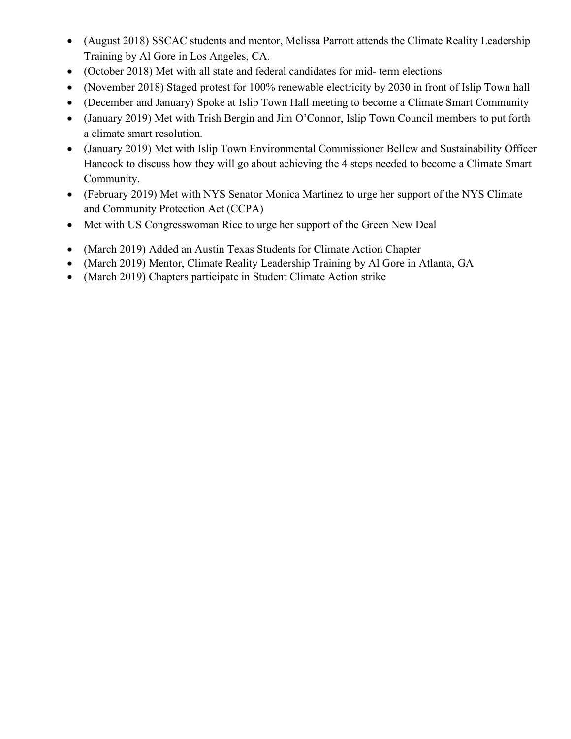- (August 2018) SSCAC students and mentor, Melissa Parrott attends the Climate Reality Leadership Training by Al Gore in Los Angeles, CA.
- (October 2018) Met with all state and federal candidates for mid- term elections
- (November 2018) Staged protest for 100% renewable electricity by 2030 in front of Islip Town hall
- (December and January) Spoke at Islip Town Hall meeting to become a Climate Smart Community
- (January 2019) Met with Trish Bergin and Jim O'Connor, Islip Town Council members to put forth a climate smart resolution.
- (January 2019) Met with Islip Town Environmental Commissioner Bellew and Sustainability Officer Hancock to discuss how they will go about achieving the 4 steps needed to become a Climate Smart Community.
- (February 2019) Met with NYS Senator Monica Martinez to urge her support of the NYS Climate and Community Protection Act (CCPA)
- Met with US Congresswoman Rice to urge her support of the Green New Deal

- (March 2019) Added an Austin Texas Students for Climate Action Chapter
- (March 2019) Mentor, Climate Reality Leadership Training by Al Gore in Atlanta, GA
- (March 2019) Chapters participate in Student Climate Action strike